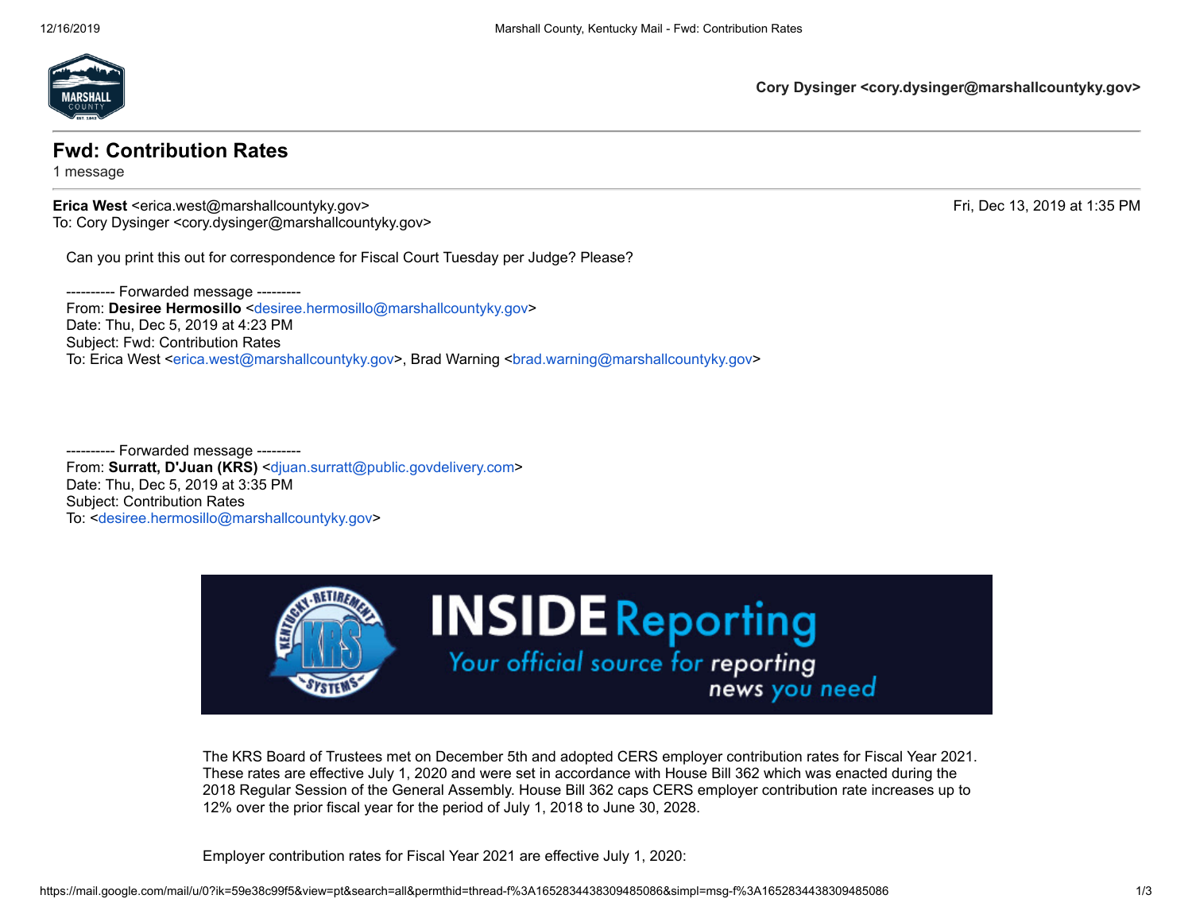Cory Dysinger <cory.dysinger@marshallcountyky.gov>

# Fwd: Contribution Rates

1 message

**Erica West** <erica.west@marshallcountyky.gov> Fri, Dec 13, 2019 at 1:35 PM
To: Cory Dysinger <cory.dysinger@marshallcountyky.gov>

Can you print this out for correspondence for Fiscal Court Tuesday per Judge? Please?

---------- Forwarded message ---------
From: **Desiree Hermosillo** <desiree.hermosillo@marshallcountyky.gov>
Date: Thu, Dec 5, 2019 at 4:23 PM
Subject: Fwd: Contribution Rates
To: Erica West <erica.west@marshallcountyky.gov>, Brad Warning <brad.warning@marshallcountyky.gov>

---------- Forwarded message ---------
From: **Surratt, D'Juan (KRS)** <djuan.surratt@public.govdelivery.com>
Date: Thu, Dec 5, 2019 at 3:35 PM
Subject: Contribution Rates
To: <desiree.hermosillo@marshallcountyky.gov>

**INSIDE Reporting**
*Your official source for reporting news you need*

The KRS Board of Trustees met on December 5th and adopted CERS employer contribution rates for Fiscal Year 2021. These rates are effective July 1, 2020 and were set in accordance with House Bill 362 which was enacted during the 2018 Regular Session of the General Assembly. House Bill 362 caps CERS employer contribution rate increases up to 12% over the prior fiscal year for the period of July 1, 2018 to June 30, 2028.

Employer contribution rates for Fiscal Year 2021 are effective July 1, 2020: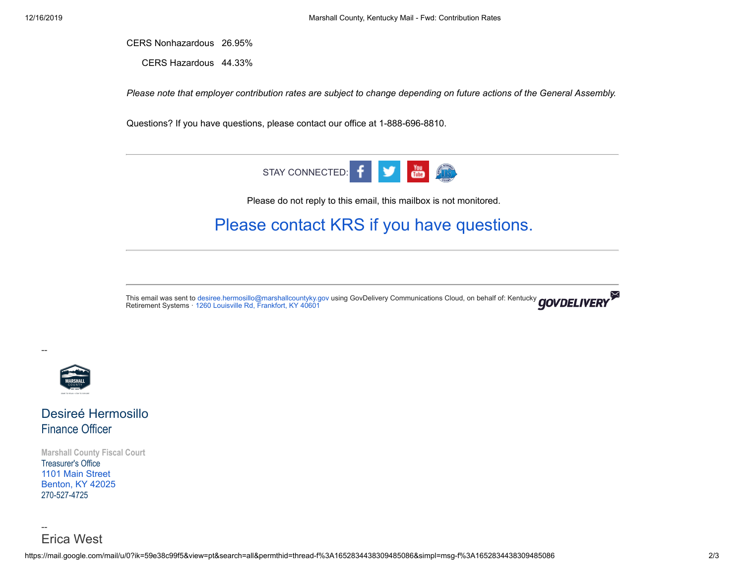| | |
|---|---|
| CERS Nonhazardous | 26.95% |
| CERS Hazardous | 44.33% |

*Please note that employer contribution rates are subject to change depending on future actions of the General Assembly.*

Questions? If you have questions, please contact our office at 1-888-696-8810.

---

STAY CONNECTED:

Please do not reply to this email, this mailbox is not monitored.

## Please contact KRS if you have questions.

---

This email was sent to desiree.hermosillo@marshallcountyky.gov using GovDelivery Communications Cloud, on behalf of: Kentucky Retirement Systems · 1260 Louisville Rd, Frankfort, KY 40601

GOVDELIVERY

--

Desireé Hermosillo
Finance Officer

Marshall County Fiscal Court
Treasurer's Office
1101 Main Street
Benton, KY 42025
270-527-4725

--

Erica West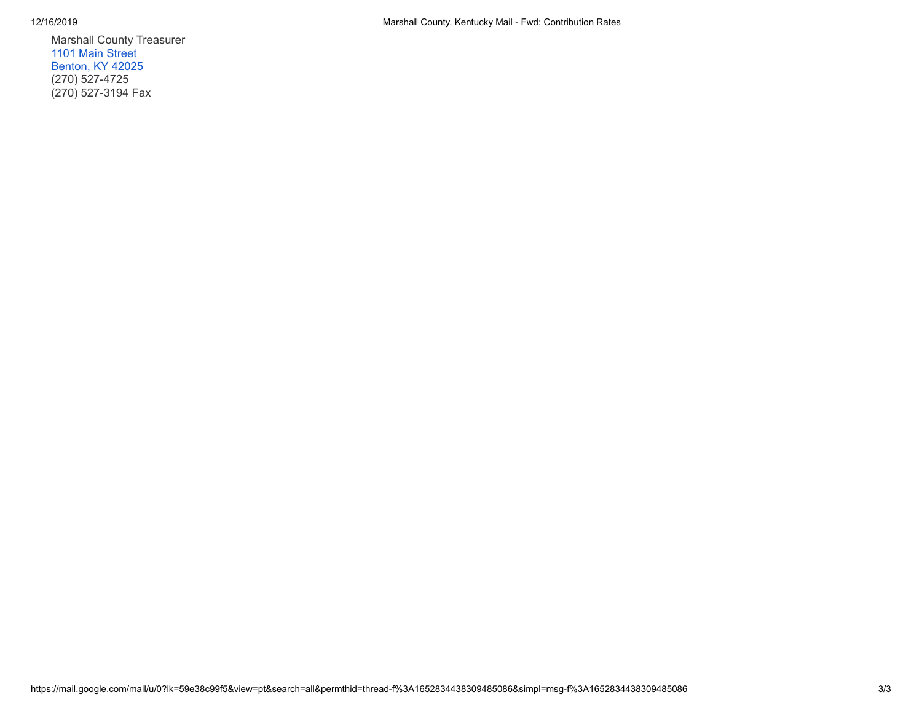Marshall County Treasurer
1101 Main Street
Benton, KY 42025
(270) 527-4725
(270) 527-3194 Fax